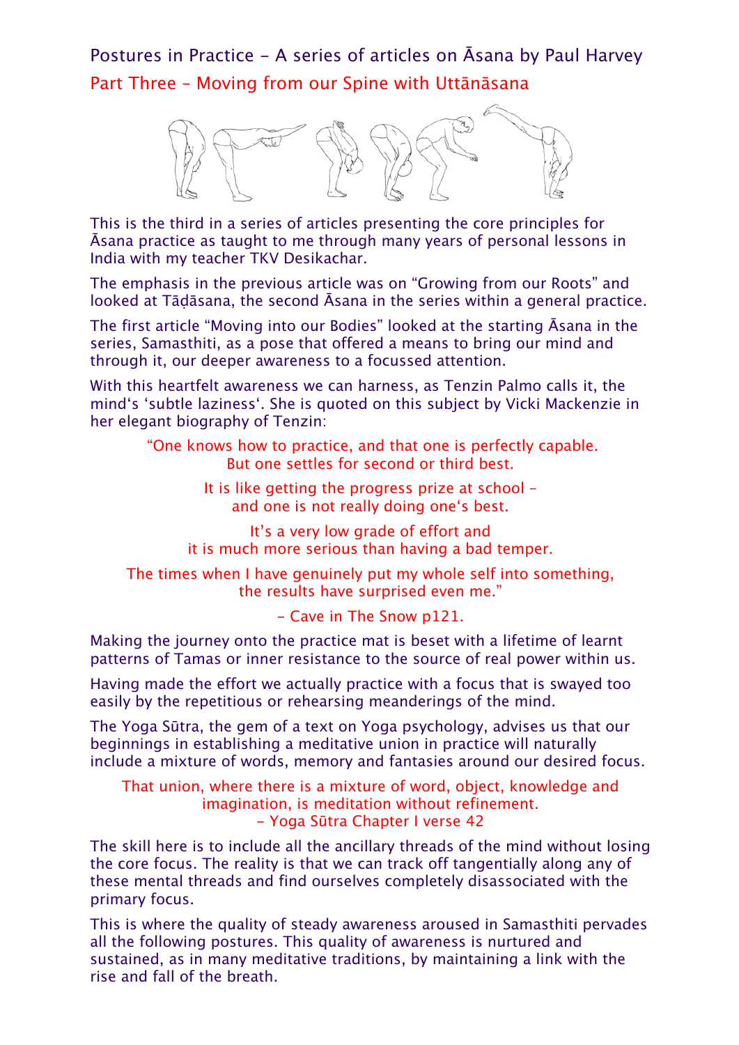# Postures in Practice – A series of articles on Āsana by Paul Harvey

## Part Three – Moving from our Spine with Uttānāsana

This is the third in a series of articles presenting the core principles for Āsana practice as taught to me through many years of personal lessons in India with my teacher TKV Desikachar.

The emphasis in the previous article was on "Growing from our Roots" and looked at Tāḍāsana, the second Āsana in the series within a general practice.

The first article "Moving into our Bodies" looked at the starting Āsana in the series, Samasthiti, as a pose that offered a means to bring our mind and through it, our deeper awareness to a focussed attention.

With this heartfelt awareness we can harness, as Tenzin Palmo calls it, the mind's 'subtle laziness'. She is quoted on this subject by Vicki Mackenzie in her elegant biography of Tenzin:

> "One knows how to practice, and that one is perfectly capable.
> But one settles for second or third best.
>
> It is like getting the progress prize at school –
> and one is not really doing one's best.
>
> It's a very low grade of effort and
> it is much more serious than having a bad temper.
>
> The times when I have genuinely put my whole self into something,
> the results have surprised even me."
>
> – Cave in The Snow p121.

Making the journey onto the practice mat is beset with a lifetime of learnt patterns of Tamas or inner resistance to the source of real power within us.

Having made the effort we actually practice with a focus that is swayed too easily by the repetitious or rehearsing meanderings of the mind.

The Yoga Sūtra, the gem of a text on Yoga psychology, advises us that our beginnings in establishing a meditative union in practice will naturally include a mixture of words, memory and fantasies around our desired focus.

> That union, where there is a mixture of word, object, knowledge and imagination, is meditation without refinement.
> – Yoga Sūtra Chapter I verse 42

The skill here is to include all the ancillary threads of the mind without losing the core focus. The reality is that we can track off tangentially along any of these mental threads and find ourselves completely disassociated with the primary focus.

This is where the quality of steady awareness aroused in Samasthiti pervades all the following postures. This quality of awareness is nurtured and sustained, as in many meditative traditions, by maintaining a link with the rise and fall of the breath.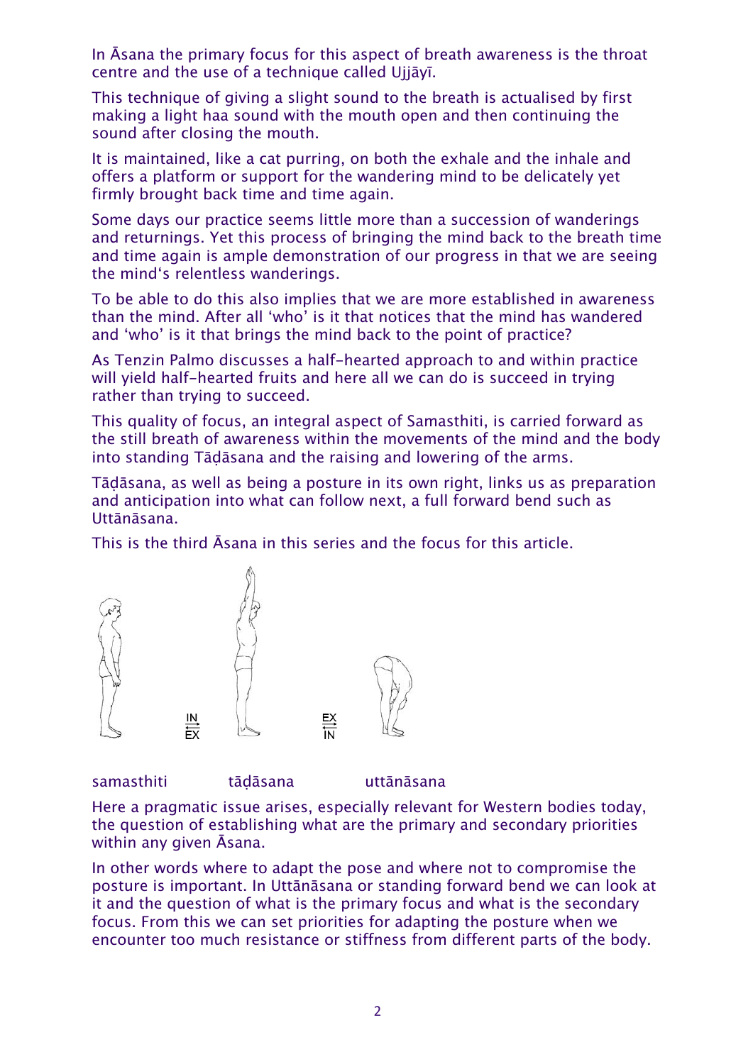In Āsana the primary focus for this aspect of breath awareness is the throat centre and the use of a technique called Ujjāyī.

This technique of giving a slight sound to the breath is actualised by first making a light haa sound with the mouth open and then continuing the sound after closing the mouth.

It is maintained, like a cat purring, on both the exhale and the inhale and offers a platform or support for the wandering mind to be delicately yet firmly brought back time and time again.

Some days our practice seems little more than a succession of wanderings and returnings. Yet this process of bringing the mind back to the breath time and time again is ample demonstration of our progress in that we are seeing the mind's relentless wanderings.

To be able to do this also implies that we are more established in awareness than the mind. After all 'who' is it that notices that the mind has wandered and 'who' is it that brings the mind back to the point of practice?

As Tenzin Palmo discusses a half-hearted approach to and within practice will yield half-hearted fruits and here all we can do is succeed in trying rather than trying to succeed.

This quality of focus, an integral aspect of Samasthiti, is carried forward as the still breath of awareness within the movements of the mind and the body into standing Tāḍāsana and the raising and lowering of the arms.

Tāḍāsana, as well as being a posture in its own right, links us as preparation and anticipation into what can follow next, a full forward bend such as Uttānāsana.

This is the third Āsana in this series and the focus for this article.

IN/EX EX/IN

samasthiti tāḍāsana uttānāsana

Here a pragmatic issue arises, especially relevant for Western bodies today, the question of establishing what are the primary and secondary priorities within any given Āsana.

In other words where to adapt the pose and where not to compromise the posture is important. In Uttānāsana or standing forward bend we can look at it and the question of what is the primary focus and what is the secondary focus. From this we can set priorities for adapting the posture when we encounter too much resistance or stiffness from different parts of the body.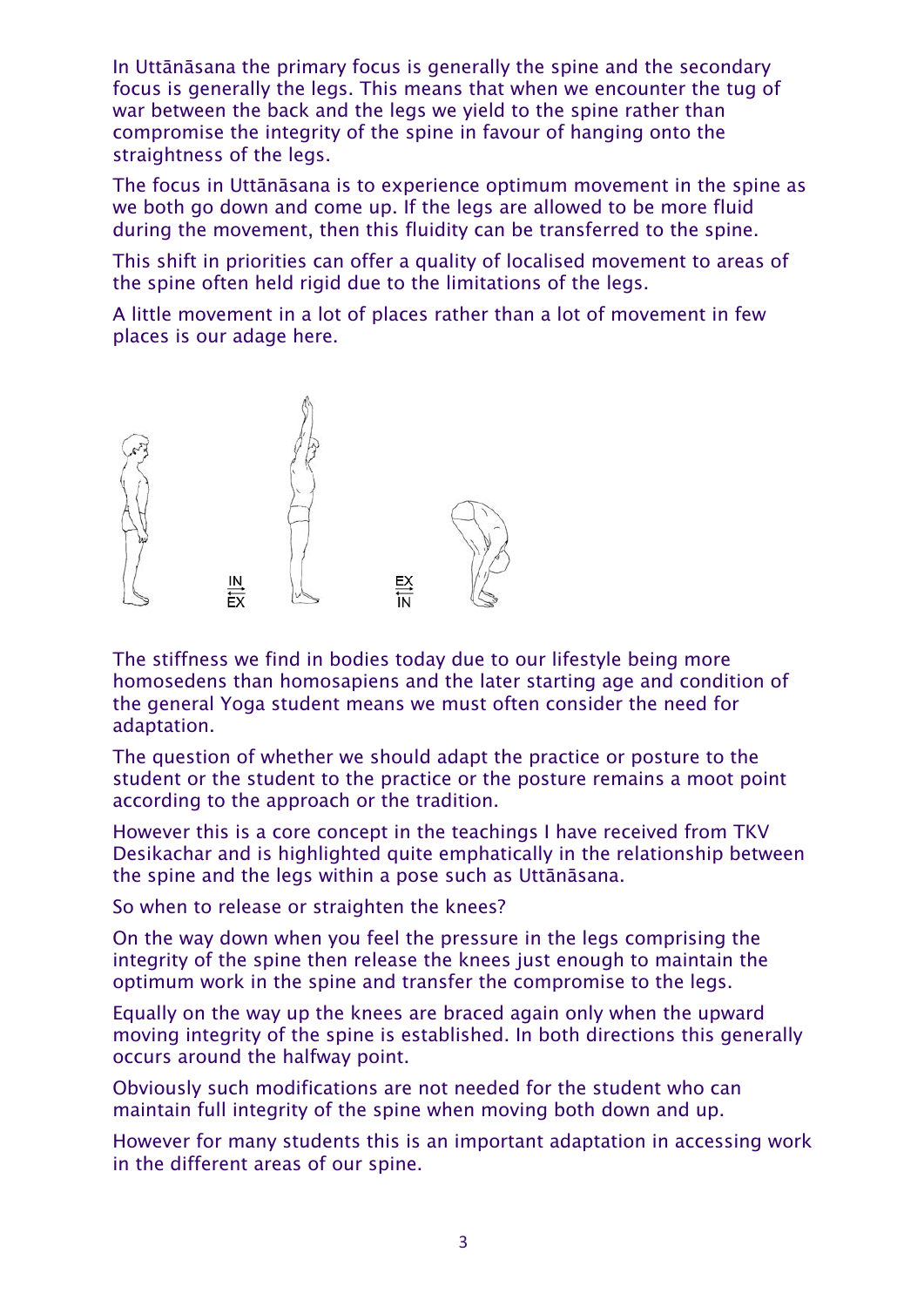In Uttānāsana the primary focus is generally the spine and the secondary focus is generally the legs. This means that when we encounter the tug of war between the back and the legs we yield to the spine rather than compromise the integrity of the spine in favour of hanging onto the straightness of the legs.

The focus in Uttānāsana is to experience optimum movement in the spine as we both go down and come up. If the legs are allowed to be more fluid during the movement, then this fluidity can be transferred to the spine.

This shift in priorities can offer a quality of localised movement to areas of the spine often held rigid due to the limitations of the legs.

A little movement in a lot of places rather than a lot of movement in few places is our adage here.

IN ⇄ EX      EX ⇄ IN

The stiffness we find in bodies today due to our lifestyle being more homosedens than homosapiens and the later starting age and condition of the general Yoga student means we must often consider the need for adaptation.

The question of whether we should adapt the practice or posture to the student or the student to the practice or the posture remains a moot point according to the approach or the tradition.

However this is a core concept in the teachings I have received from TKV Desikachar and is highlighted quite emphatically in the relationship between the spine and the legs within a pose such as Uttānāsana.

So when to release or straighten the knees?

On the way down when you feel the pressure in the legs comprising the integrity of the spine then release the knees just enough to maintain the optimum work in the spine and transfer the compromise to the legs.

Equally on the way up the knees are braced again only when the upward moving integrity of the spine is established. In both directions this generally occurs around the halfway point.

Obviously such modifications are not needed for the student who can maintain full integrity of the spine when moving both down and up.

However for many students this is an important adaptation in accessing work in the different areas of our spine.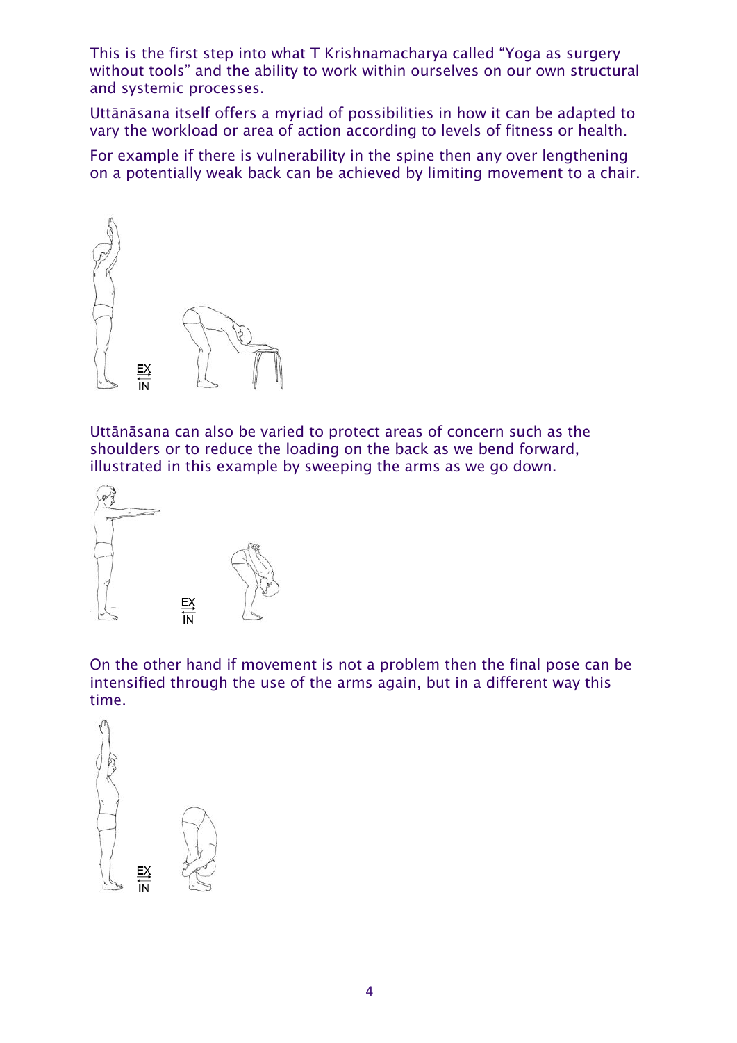This is the first step into what T Krishnamacharya called “Yoga as surgery without tools” and the ability to work within ourselves on our own structural and systemic processes.

Uttānāsana itself offers a myriad of possibilities in how it can be adapted to vary the workload or area of action according to levels of fitness or health.

For example if there is vulnerability in the spine then any over lengthening on a potentially weak back can be achieved by limiting movement to a chair.

EX
IN

Uttānāsana can also be varied to protect areas of concern such as the shoulders or to reduce the loading on the back as we bend forward, illustrated in this example by sweeping the arms as we go down.

EX
IN

On the other hand if movement is not a problem then the final pose can be intensified through the use of the arms again, but in a different way this time.

EX
IN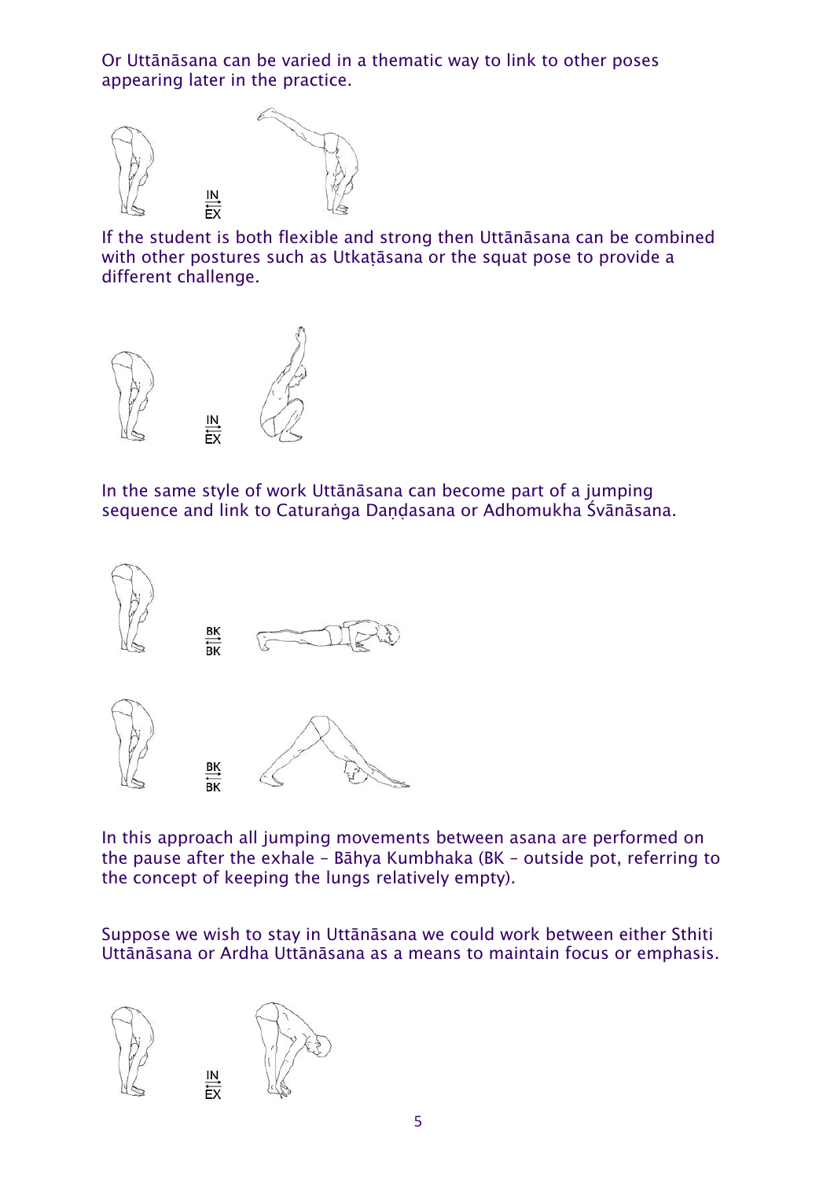Or Uttānāsana can be varied in a thematic way to link to other poses appearing later in the practice.

IN
EX

If the student is both flexible and strong then Uttānāsana can be combined with other postures such as Utkaṭāsana or the squat pose to provide a different challenge.

IN
EX

In the same style of work Uttānāsana can become part of a jumping sequence and link to Caturaṅga Daṇḍasana or Adhomukha Śvānāsana.

BK
BK

BK
BK

In this approach all jumping movements between asana are performed on the pause after the exhale – Bāhya Kumbhaka (BK – outside pot, referring to the concept of keeping the lungs relatively empty).

Suppose we wish to stay in Uttānāsana we could work between either Sthiti Uttānāsana or Ardha Uttānāsana as a means to maintain focus or emphasis.

IN
EX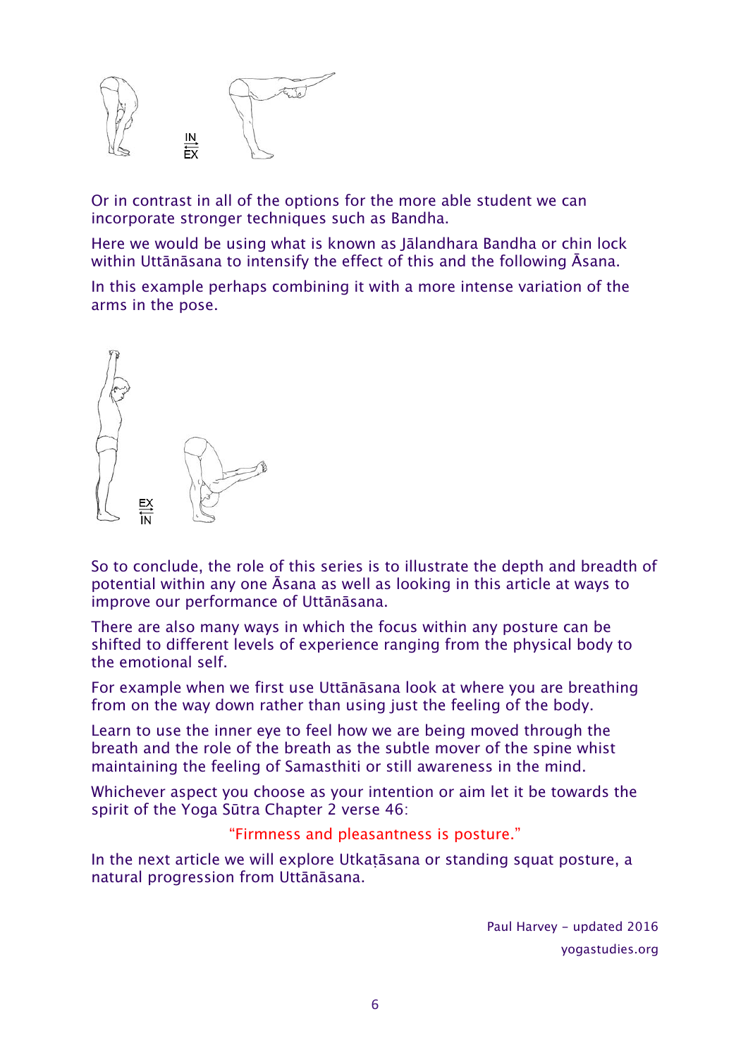IN
EX

Or in contrast in all of the options for the more able student we can incorporate stronger techniques such as Bandha.

Here we would be using what is known as Jālandhara Bandha or chin lock within Uttānāsana to intensify the effect of this and the following Āsana.

In this example perhaps combining it with a more intense variation of the arms in the pose.

EX
IN

So to conclude, the role of this series is to illustrate the depth and breadth of potential within any one Āsana as well as looking in this article at ways to improve our performance of Uttānāsana.

There are also many ways in which the focus within any posture can be shifted to different levels of experience ranging from the physical body to the emotional self.

For example when we first use Uttānāsana look at where you are breathing from on the way down rather than using just the feeling of the body.

Learn to use the inner eye to feel how we are being moved through the breath and the role of the breath as the subtle mover of the spine whist maintaining the feeling of Samasthiti or still awareness in the mind.

Whichever aspect you choose as your intention or aim let it be towards the spirit of the Yoga Sūtra Chapter 2 verse 46:

"Firmness and pleasantness is posture."

In the next article we will explore Utkaṭāsana or standing squat posture, a natural progression from Uttānāsana.

Paul Harvey – updated 2016

yogastudies.org